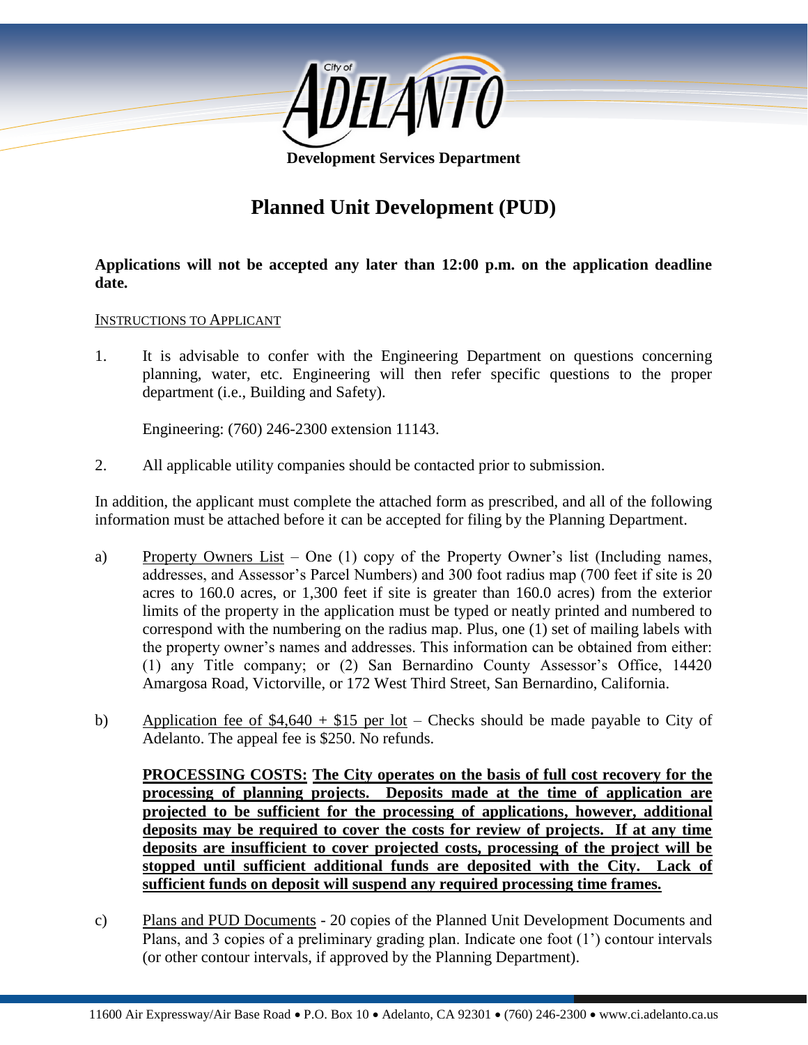City of ADELANTO

**Development Services Department**

# Planned Unit Development (PUD)

**Applications will not be accepted any later than 12:00 p.m. on the application deadline date.**

INSTRUCTIONS TO APPLICANT

1. It is advisable to confer with the Engineering Department on questions concerning planning, water, etc. Engineering will then refer specific questions to the proper department (i.e., Building and Safety).

   Engineering: (760) 246-2300 extension 11143.

2. All applicable utility companies should be contacted prior to submission.

In addition, the applicant must complete the attached form as prescribed, and all of the following information must be attached before it can be accepted for filing by the Planning Department.

a) Property Owners List – One (1) copy of the Property Owner's list (Including names, addresses, and Assessor's Parcel Numbers) and 300 foot radius map (700 feet if site is 20 acres to 160.0 acres, or 1,300 feet if site is greater than 160.0 acres) from the exterior limits of the property in the application must be typed or neatly printed and numbered to correspond with the numbering on the radius map. Plus, one (1) set of mailing labels with the property owner's names and addresses. This information can be obtained from either: (1) any Title company; or (2) San Bernardino County Assessor's Office, 14420 Amargosa Road, Victorville, or 172 West Third Street, San Bernardino, California.

b) Application fee of $4,640 + $15 per lot – Checks should be made payable to City of Adelanto. The appeal fee is $250. No refunds.

   **PROCESSING COSTS: The City operates on the basis of full cost recovery for the processing of planning projects. Deposits made at the time of application are projected to be sufficient for the processing of applications, however, additional deposits may be required to cover the costs for review of projects. If at any time deposits are insufficient to cover projected costs, processing of the project will be stopped until sufficient additional funds are deposited with the City. Lack of sufficient funds on deposit will suspend any required processing time frames.**

c) Plans and PUD Documents - 20 copies of the Planned Unit Development Documents and Plans, and 3 copies of a preliminary grading plan. Indicate one foot (1') contour intervals (or other contour intervals, if approved by the Planning Department).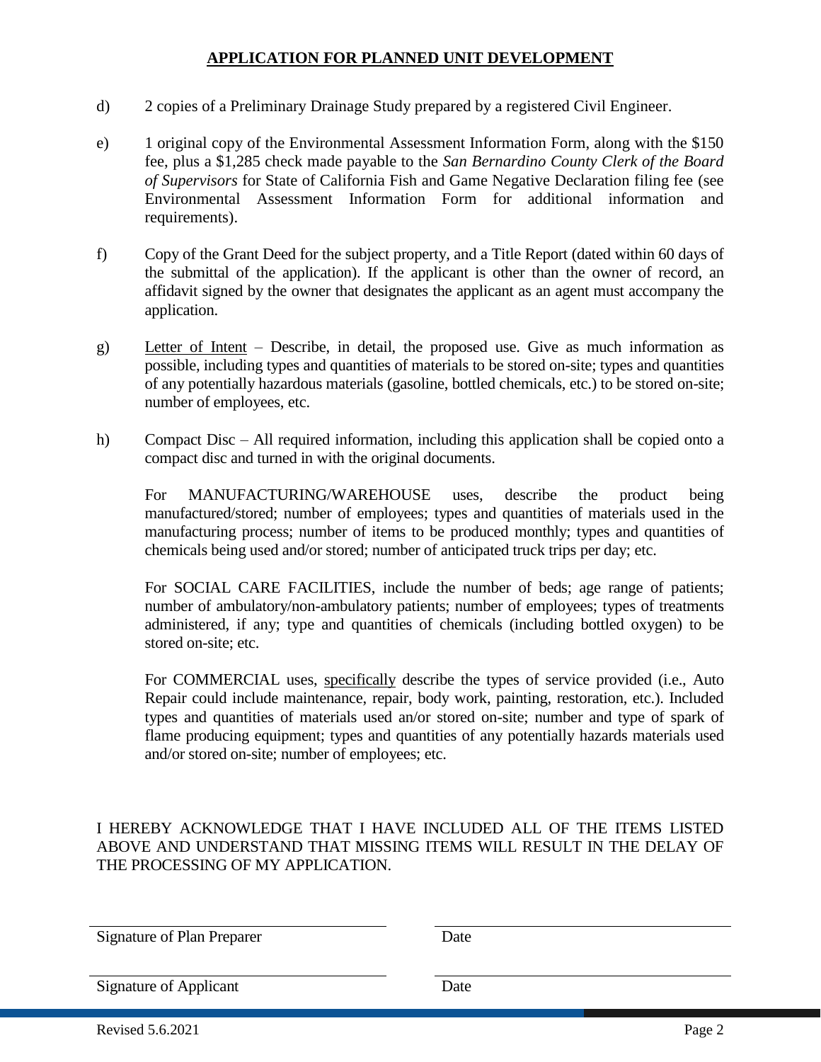## APPLICATION FOR PLANNED UNIT DEVELOPMENT

d) 2 copies of a Preliminary Drainage Study prepared by a registered Civil Engineer.

e) 1 original copy of the Environmental Assessment Information Form, along with the $150 fee, plus a $1,285 check made payable to the *San Bernardino County Clerk of the Board of Supervisors* for State of California Fish and Game Negative Declaration filing fee (see Environmental Assessment Information Form for additional information and requirements).

f) Copy of the Grant Deed for the subject property, and a Title Report (dated within 60 days of the submittal of the application). If the applicant is other than the owner of record, an affidavit signed by the owner that designates the applicant as an agent must accompany the application.

g) <u>Letter of Intent</u> – Describe, in detail, the proposed use. Give as much information as possible, including types and quantities of materials to be stored on-site; types and quantities of any potentially hazardous materials (gasoline, bottled chemicals, etc.) to be stored on-site; number of employees, etc.

h) Compact Disc – All required information, including this application shall be copied onto a compact disc and turned in with the original documents.

For MANUFACTURING/WAREHOUSE uses, describe the product being manufactured/stored; number of employees; types and quantities of materials used in the manufacturing process; number of items to be produced monthly; types and quantities of chemicals being used and/or stored; number of anticipated truck trips per day; etc.

For SOCIAL CARE FACILITIES, include the number of beds; age range of patients; number of ambulatory/non-ambulatory patients; number of employees; types of treatments administered, if any; type and quantities of chemicals (including bottled oxygen) to be stored on-site; etc.

For COMMERCIAL uses, <u>specifically</u> describe the types of service provided (i.e., Auto Repair could include maintenance, repair, body work, painting, restoration, etc.). Included types and quantities of materials used an/or stored on-site; number and type of spark of flame producing equipment; types and quantities of any potentially hazards materials used and/or stored on-site; number of employees; etc.

I HEREBY ACKNOWLEDGE THAT I HAVE INCLUDED ALL OF THE ITEMS LISTED ABOVE AND UNDERSTAND THAT MISSING ITEMS WILL RESULT IN THE DELAY OF THE PROCESSING OF MY APPLICATION.

\_\_\_\_\_\_\_\_\_\_\_\_\_\_\_\_\_\_\_\_\_\_\_\_\_\_\_\_ \_\_\_\_\_\_\_\_\_\_\_\_\_\_\_\_\_\_\_\_\_\_\_\_\_\_\_\_

Signature of Plan Preparer Date

\_\_\_\_\_\_\_\_\_\_\_\_\_\_\_\_\_\_\_\_\_\_\_\_\_\_\_\_ \_\_\_\_\_\_\_\_\_\_\_\_\_\_\_\_\_\_\_\_\_\_\_\_\_\_\_\_

Signature of Applicant Date

Revised 5.6.2021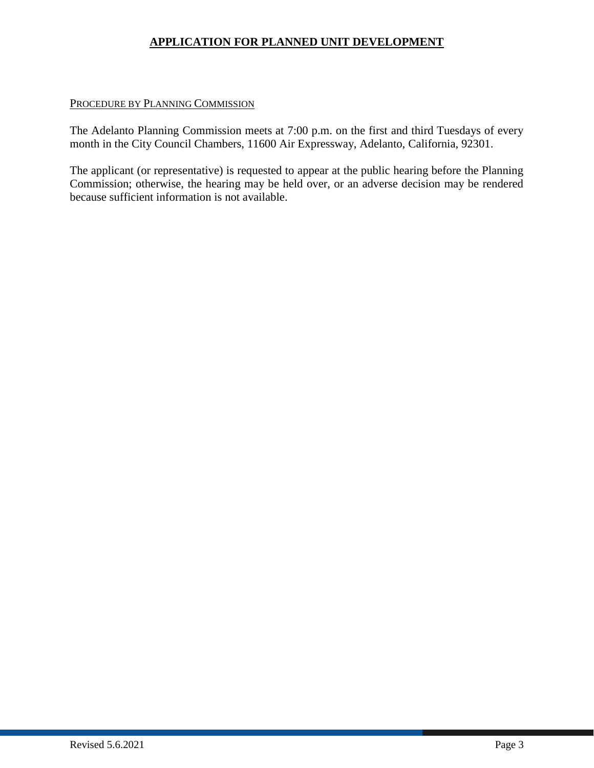## APPLICATION FOR PLANNED UNIT DEVELOPMENT

### Procedure by Planning Commission

The Adelanto Planning Commission meets at 7:00 p.m. on the first and third Tuesdays of every month in the City Council Chambers, 11600 Air Expressway, Adelanto, California, 92301.

The applicant (or representative) is requested to appear at the public hearing before the Planning Commission; otherwise, the hearing may be held over, or an adverse decision may be rendered because sufficient information is not available.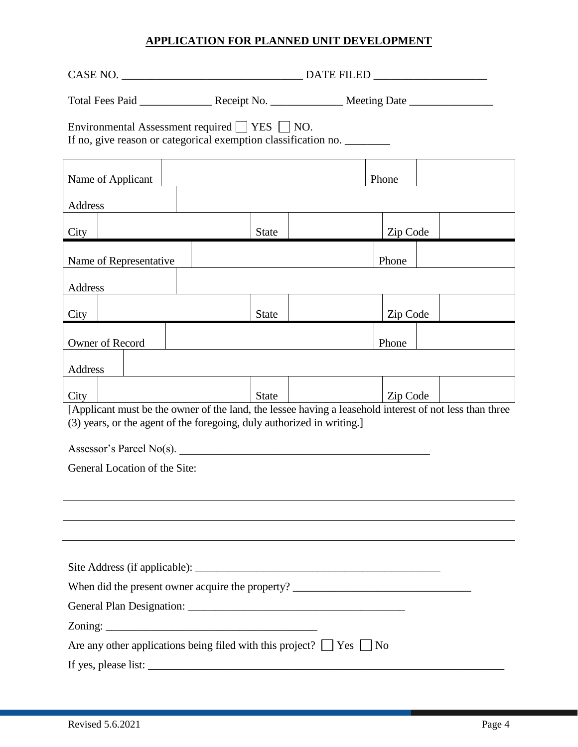## APPLICATION FOR PLANNED UNIT DEVELOPMENT

CASE NO. ________________________________ DATE FILED ____________________

Total Fees Paid _____________ Receipt No. _____________ Meeting Date _______________

Environmental Assessment required ☐ YES ☐ NO.
If no, give reason or categorical exemption classification no. ________

| Name of Applicant | | | | Phone | |
|---|---|---|---|---|---|
| Address | | | | | |
| City | | State | | Zip Code | |
| Name of Representative | | | | Phone | |
| Address | | | | | |
| City | | State | | Zip Code | |
| Owner of Record | | | | Phone | |
| Address | | | | | |
| City | | State | | Zip Code | |

[Applicant must be the owner of the land, the lessee having a leasehold interest of not less than three (3) years, or the agent of the foregoing, duly authorized in writing.]

Assessor's Parcel No(s). _______________________________________________

General Location of the Site:

___________________________________________________________________________

___________________________________________________________________________

___________________________________________________________________________

Site Address (if applicable): _____________________________________________

When did the present owner acquire the property? _________________________________

General Plan Designation: ________________________________________

Zoning: _______________________________________

Are any other applications being filed with this project? ☐ Yes ☐ No

If yes, please list: _____________________________________________________________________

Revised 5.6.2021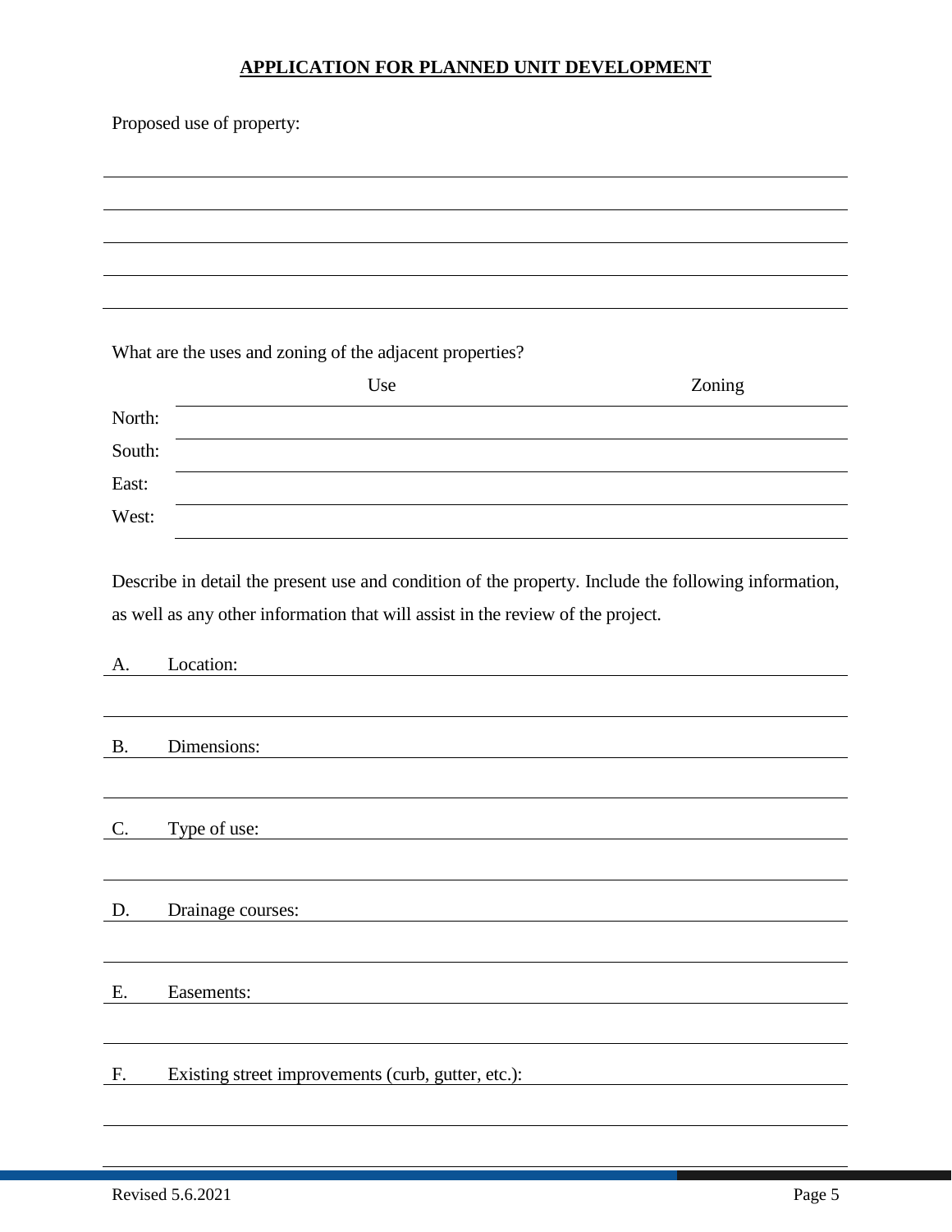# APPLICATION FOR PLANNED UNIT DEVELOPMENT

Proposed use of property:

What are the uses and zoning of the adjacent properties?

| | Use | Zoning |
|---|---|---|
| North: | | |
| South: | | |
| East: | | |
| West: | | |

Describe in detail the present use and condition of the property. Include the following information, as well as any other information that will assist in the review of the project.

A. Location:

B. Dimensions:

C. Type of use:

D. Drainage courses:

E. Easements:

F. Existing street improvements (curb, gutter, etc.):

Revised 5.6.2021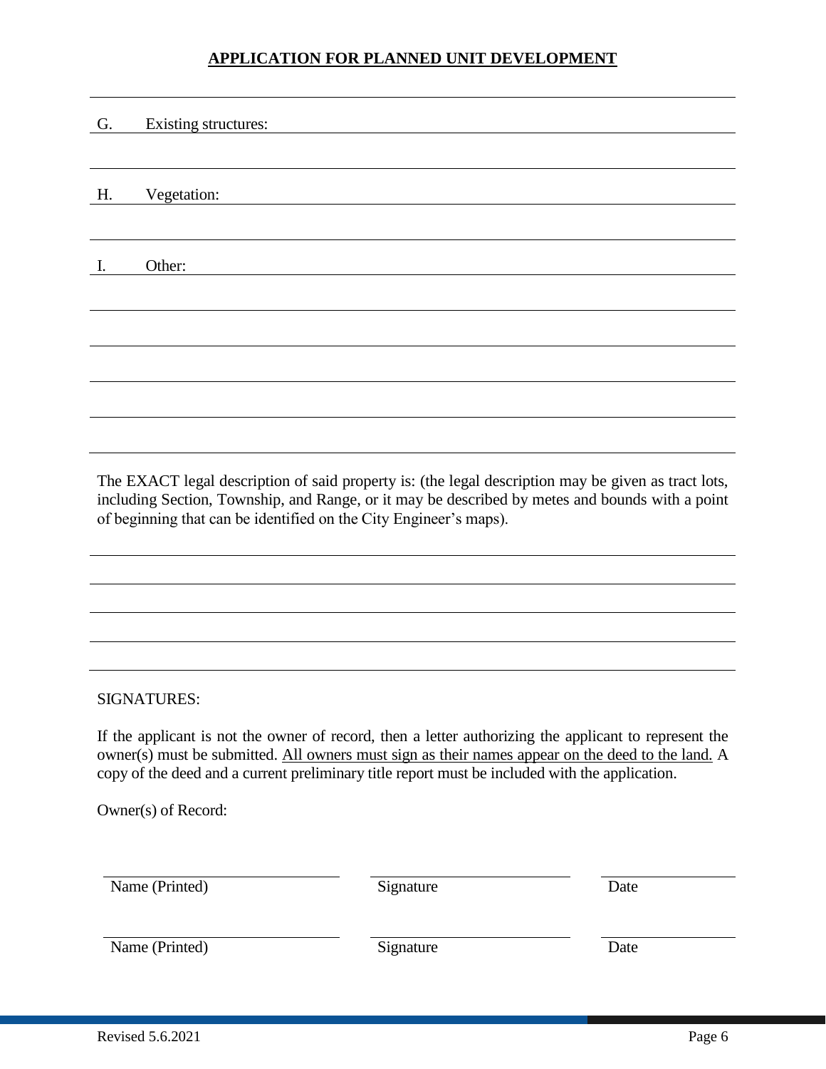## APPLICATION FOR PLANNED UNIT DEVELOPMENT

G. Existing structures: ______________________________________________

______________________________________________

H. Vegetation: ______________________________________________

______________________________________________

I. Other: ______________________________________________

______________________________________________

______________________________________________

______________________________________________

______________________________________________

______________________________________________

The EXACT legal description of said property is: (the legal description may be given as tract lots, including Section, Township, and Range, or it may be described by metes and bounds with a point of beginning that can be identified on the City Engineer's maps).

______________________________________________

______________________________________________

______________________________________________

______________________________________________

SIGNATURES:

If the applicant is not the owner of record, then a letter authorizing the applicant to represent the owner(s) must be submitted. <u>All owners must sign as their names appear on the deed to the land.</u> A copy of the deed and a current preliminary title report must be included with the application.

Owner(s) of Record:

| Name (Printed) | Signature | Date |
|---|---|---|
| | | |
| Name (Printed) | Signature | Date |

Revised 5.6.2021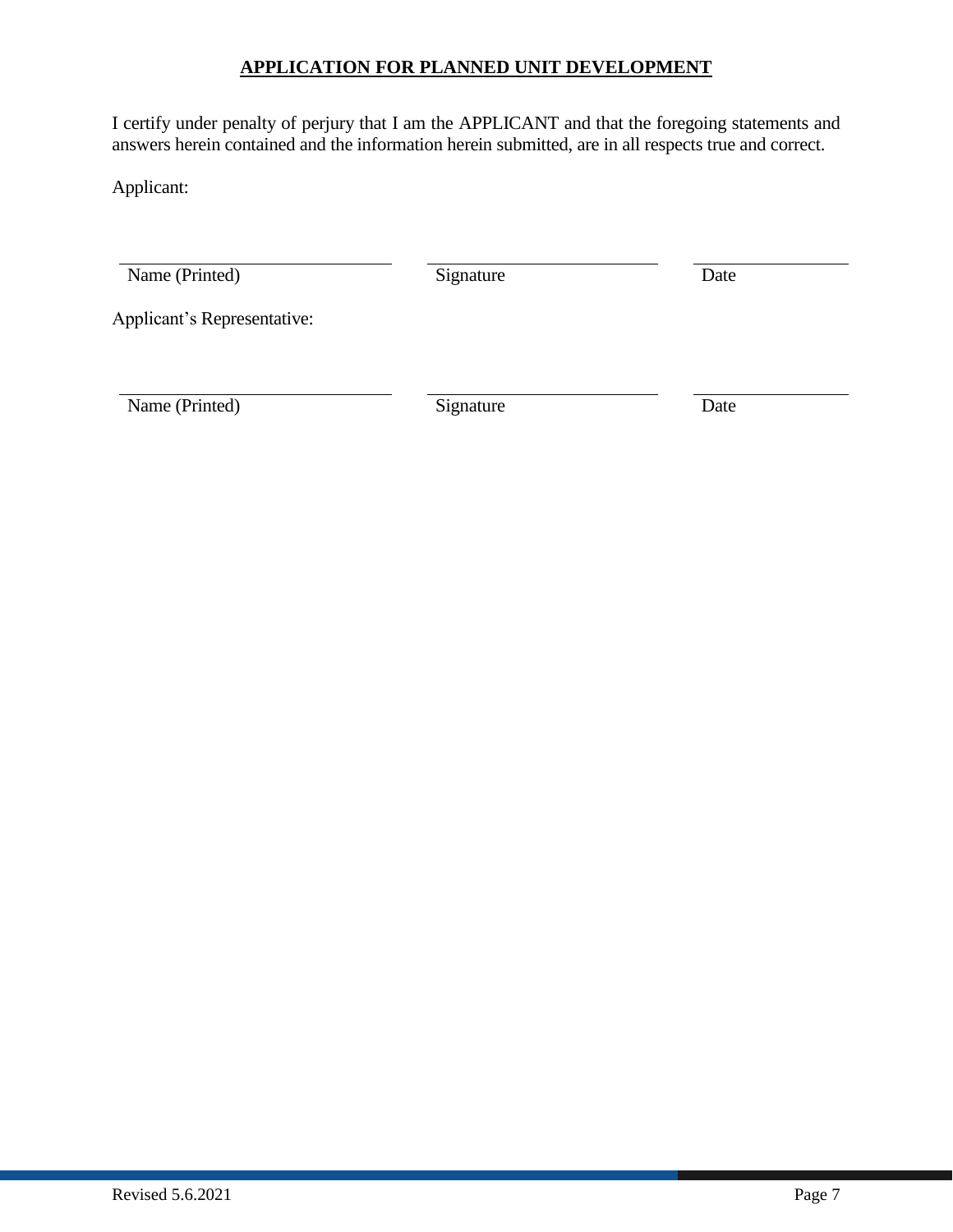## APPLICATION FOR PLANNED UNIT DEVELOPMENT

I certify under penalty of perjury that I am the APPLICANT and that the foregoing statements and answers herein contained and the information herein submitted, are in all respects true and correct.

Applicant:

| Name (Printed) | Signature | Date |
|---|---|---|

Applicant's Representative:

| Name (Printed) | Signature | Date |
|---|---|---|

Revised 5.6.2021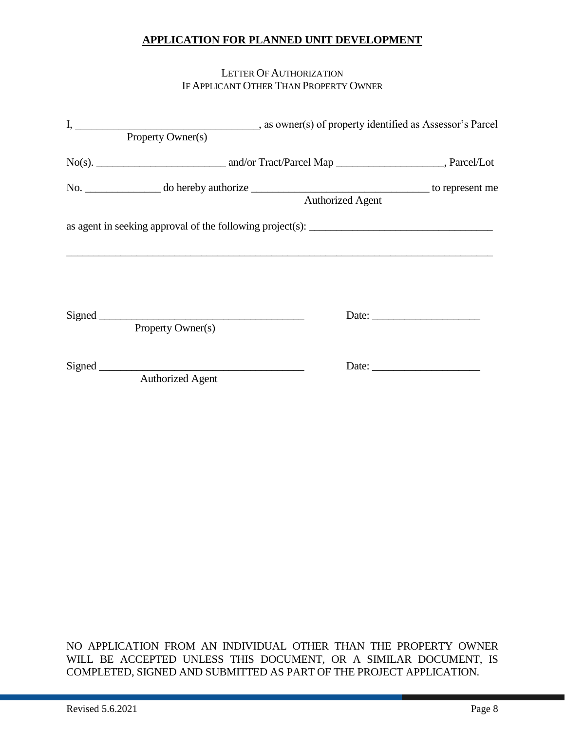## APPLICATION FOR PLANNED UNIT DEVELOPMENT

LETTER OF AUTHORIZATION
IF APPLICANT OTHER THAN PROPERTY OWNER

I, ________________________________, as owner(s) of property identified as Assessor's Parcel
Property Owner(s)

No(s). _______________________ and/or Tract/Parcel Map ___________________, Parcel/Lot

No. ______________ do hereby authorize ________________________________ to represent me
Authorized Agent

as agent in seeking approval of the following project(s): ________________________________

_____________________________________________________________________________

Signed ____________________________________ Date: ___________________
Property Owner(s)

Signed ____________________________________ Date: ___________________
Authorized Agent

NO APPLICATION FROM AN INDIVIDUAL OTHER THAN THE PROPERTY OWNER WILL BE ACCEPTED UNLESS THIS DOCUMENT, OR A SIMILAR DOCUMENT, IS COMPLETED, SIGNED AND SUBMITTED AS PART OF THE PROJECT APPLICATION.

Revised 5.6.2021